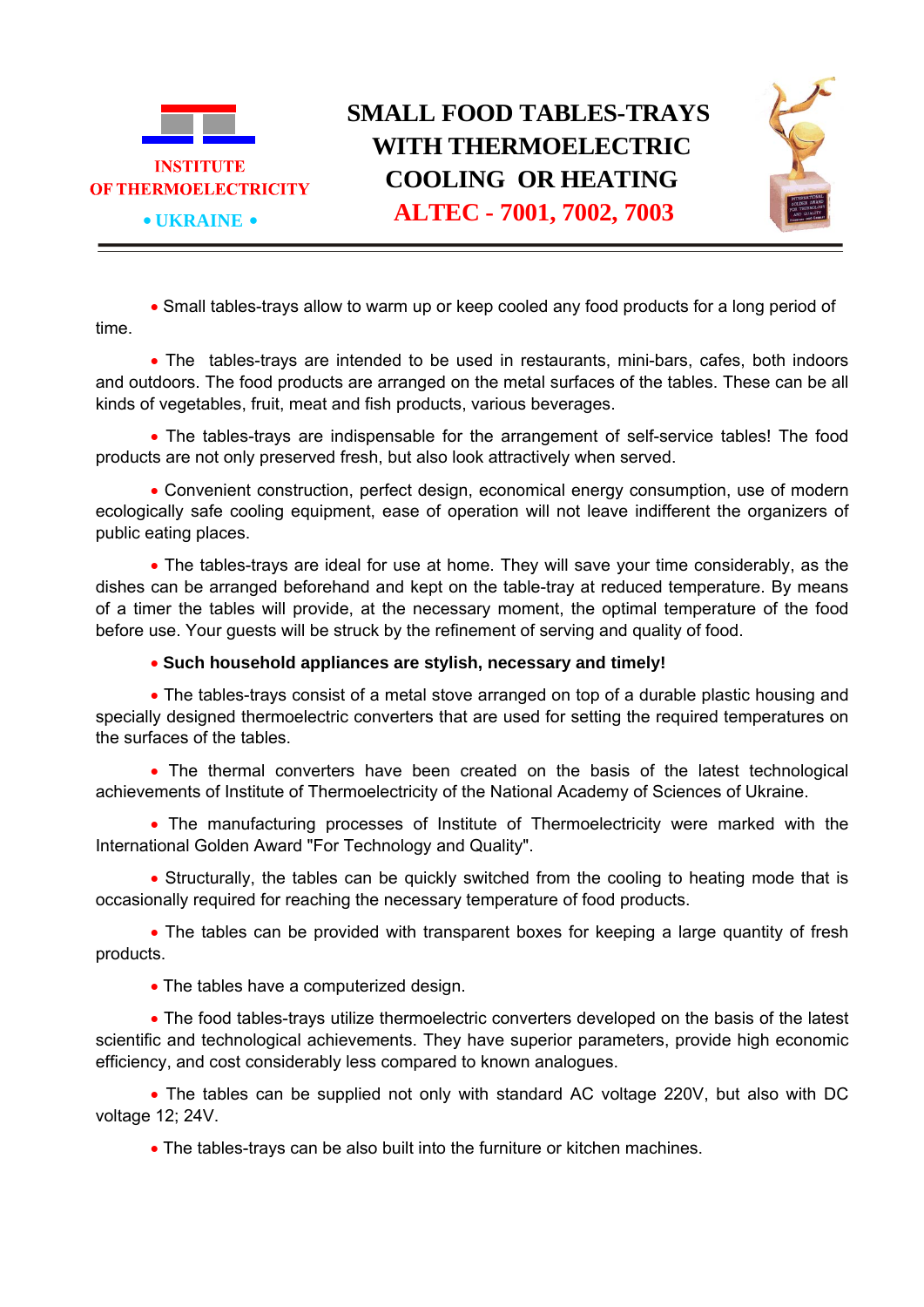INSTITUTE
OF THERMOELECTRICITY
• UKRAINE •

# SMALL FOOD TABLES-TRAYS WITH THERMOELECTRIC COOLING OR HEATING ALTEC - 7001, 7002, 7003

- Small tables-trays allow to warm up or keep cooled any food products for a long period of time.

- The tables-trays are intended to be used in restaurants, mini-bars, cafes, both indoors and outdoors. The food products are arranged on the metal surfaces of the tables. These can be all kinds of vegetables, fruit, meat and fish products, various beverages.

- The tables-trays are indispensable for the arrangement of self-service tables! The food products are not only preserved fresh, but also look attractively when served.

- Convenient construction, perfect design, economical energy consumption, use of modern ecologically safe cooling equipment, ease of operation will not leave indifferent the organizers of public eating places.

- The tables-trays are ideal for use at home. They will save your time considerably, as the dishes can be arranged beforehand and kept on the table-tray at reduced temperature. By means of a timer the tables will provide, at the necessary moment, the optimal temperature of the food before use. Your guests will be struck by the refinement of serving and quality of food.

- **Such household appliances are stylish, necessary and timely!**

- The tables-trays consist of a metal stove arranged on top of a durable plastic housing and specially designed thermoelectric converters that are used for setting the required temperatures on the surfaces of the tables.

- The thermal converters have been created on the basis of the latest technological achievements of Institute of Thermoelectricity of the National Academy of Sciences of Ukraine.

- The manufacturing processes of Institute of Thermoelectricity were marked with the International Golden Award "For Technology and Quality".

- Structurally, the tables can be quickly switched from the cooling to heating mode that is occasionally required for reaching the necessary temperature of food products.

- The tables can be provided with transparent boxes for keeping a large quantity of fresh products.

- The tables have a computerized design.

- The food tables-trays utilize thermoelectric converters developed on the basis of the latest scientific and technological achievements. They have superior parameters, provide high economic efficiency, and cost considerably less compared to known analogues.

- The tables can be supplied not only with standard AC voltage 220V, but also with DC voltage 12; 24V.

- The tables-trays can be also built into the furniture or kitchen machines.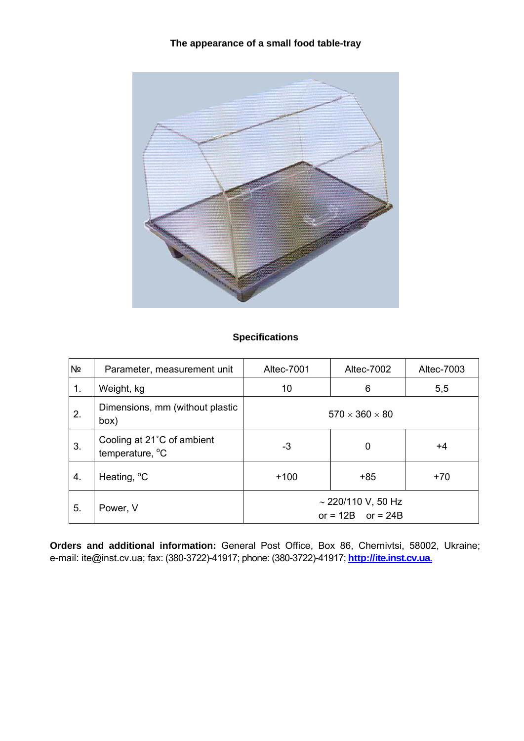**The appearance of a small food table-tray**

**Specifications**

| № | Parameter, measurement unit | Altec-7001 | Altec-7002 | Altec-7003 |
|---|---|---|---|---|
| 1. | Weight, kg | 10 | 6 | 5,5 |
| 2. | Dimensions, mm (without plastic box) | 570 × 360 × 80 | | |
| 3. | Cooling at 21˚C of ambient temperature, °C | -3 | 0 | +4 |
| 4. | Heating, °C | +100 | +85 | +70 |
| 5. | Power, V | ~ 220/110 V, 50 Hz<br>or = 12B or = 24B | | |

**Orders and additional information:** General Post Office, Box 86, Chernivtsi, 58002, Ukraine; e-mail: ite@inst.cv.ua; fax: (380-3722)-41917; phone: (380-3722)-41917; **http://ite.inst.cv.ua**